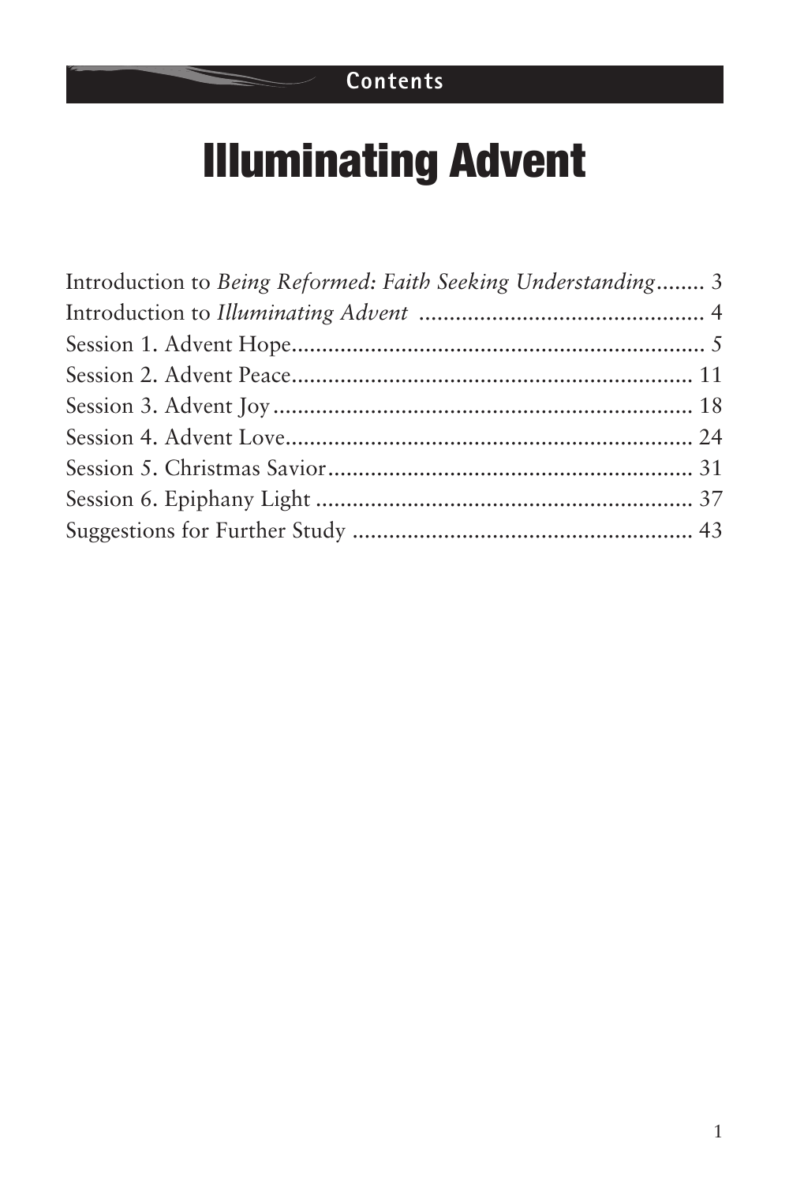## Contents

# Illuminating Advent

Introduction to *Being Reformed: Faith Seeking Understanding*........ 3
Introduction to *Illuminating Advent* ................................................ 4
Session 1. Advent Hope..................................................................... 5
Session 2. Advent Peace.................................................................... 11
Session 3. Advent Joy........................................................................ 18
Session 4. Advent Love...................................................................... 24
Session 5. Christmas Savior.............................................................. 31
Session 6. Epiphany Light ................................................................ 37
Suggestions for Further Study .......................................................... 43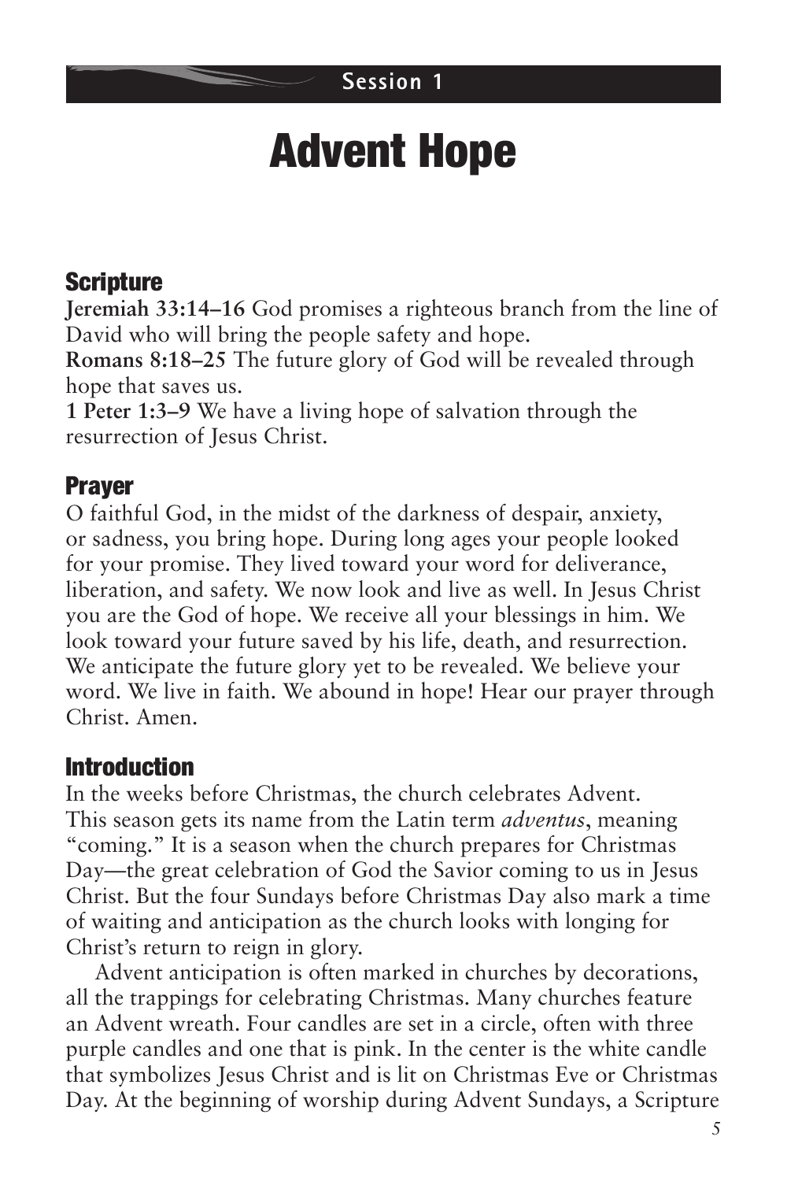Session 1

# Advent Hope

## Scripture

**Jeremiah 33:14–16** God promises a righteous branch from the line of David who will bring the people safety and hope.
**Romans 8:18–25** The future glory of God will be revealed through hope that saves us.
**1 Peter 1:3–9** We have a living hope of salvation through the resurrection of Jesus Christ.

## Prayer

O faithful God, in the midst of the darkness of despair, anxiety, or sadness, you bring hope. During long ages your people looked for your promise. They lived toward your word for deliverance, liberation, and safety. We now look and live as well. In Jesus Christ you are the God of hope. We receive all your blessings in him. We look toward your future saved by his life, death, and resurrection. We anticipate the future glory yet to be revealed. We believe your word. We live in faith. We abound in hope! Hear our prayer through Christ. Amen.

## Introduction

In the weeks before Christmas, the church celebrates Advent. This season gets its name from the Latin term *adventus*, meaning "coming." It is a season when the church prepares for Christmas Day—the great celebration of God the Savior coming to us in Jesus Christ. But the four Sundays before Christmas Day also mark a time of waiting and anticipation as the church looks with longing for Christ's return to reign in glory.

Advent anticipation is often marked in churches by decorations, all the trappings for celebrating Christmas. Many churches feature an Advent wreath. Four candles are set in a circle, often with three purple candles and one that is pink. In the center is the white candle that symbolizes Jesus Christ and is lit on Christmas Eve or Christmas Day. At the beginning of worship during Advent Sundays, a Scripture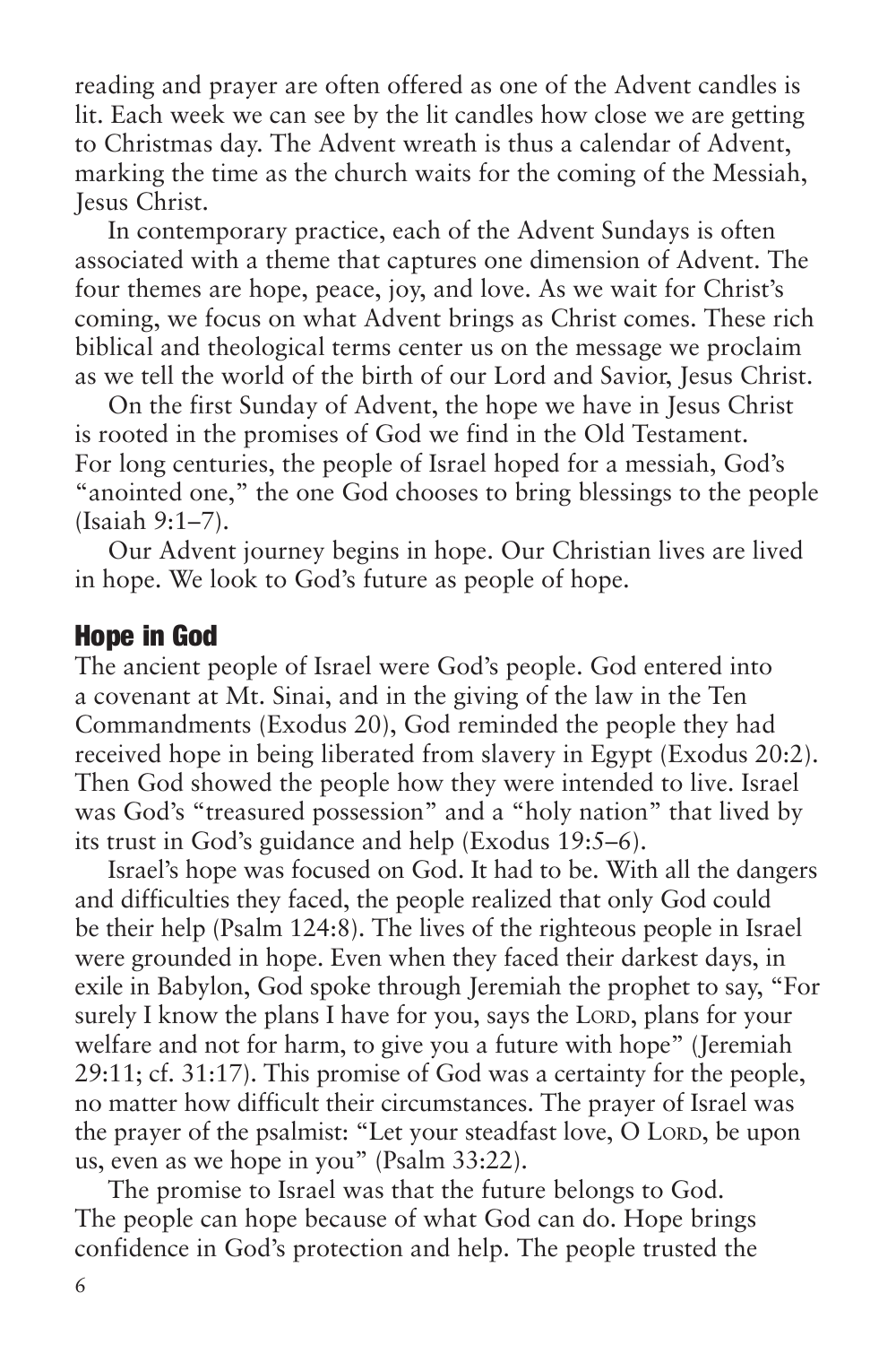reading and prayer are often offered as one of the Advent candles is lit. Each week we can see by the lit candles how close we are getting to Christmas day. The Advent wreath is thus a calendar of Advent, marking the time as the church waits for the coming of the Messiah, Jesus Christ.

In contemporary practice, each of the Advent Sundays is often associated with a theme that captures one dimension of Advent. The four themes are hope, peace, joy, and love. As we wait for Christ's coming, we focus on what Advent brings as Christ comes. These rich biblical and theological terms center us on the message we proclaim as we tell the world of the birth of our Lord and Savior, Jesus Christ.

On the first Sunday of Advent, the hope we have in Jesus Christ is rooted in the promises of God we find in the Old Testament. For long centuries, the people of Israel hoped for a messiah, God's "anointed one," the one God chooses to bring blessings to the people (Isaiah 9:1–7).

Our Advent journey begins in hope. Our Christian lives are lived in hope. We look to God's future as people of hope.

## Hope in God

The ancient people of Israel were God's people. God entered into a covenant at Mt. Sinai, and in the giving of the law in the Ten Commandments (Exodus 20), God reminded the people they had received hope in being liberated from slavery in Egypt (Exodus 20:2). Then God showed the people how they were intended to live. Israel was God's "treasured possession" and a "holy nation" that lived by its trust in God's guidance and help (Exodus 19:5–6).

Israel's hope was focused on God. It had to be. With all the dangers and difficulties they faced, the people realized that only God could be their help (Psalm 124:8). The lives of the righteous people in Israel were grounded in hope. Even when they faced their darkest days, in exile in Babylon, God spoke through Jeremiah the prophet to say, "For surely I know the plans I have for you, says the LORD, plans for your welfare and not for harm, to give you a future with hope" (Jeremiah 29:11; cf. 31:17). This promise of God was a certainty for the people, no matter how difficult their circumstances. The prayer of Israel was the prayer of the psalmist: "Let your steadfast love, O LORD, be upon us, even as we hope in you" (Psalm 33:22).

The promise to Israel was that the future belongs to God. The people can hope because of what God can do. Hope brings confidence in God's protection and help. The people trusted the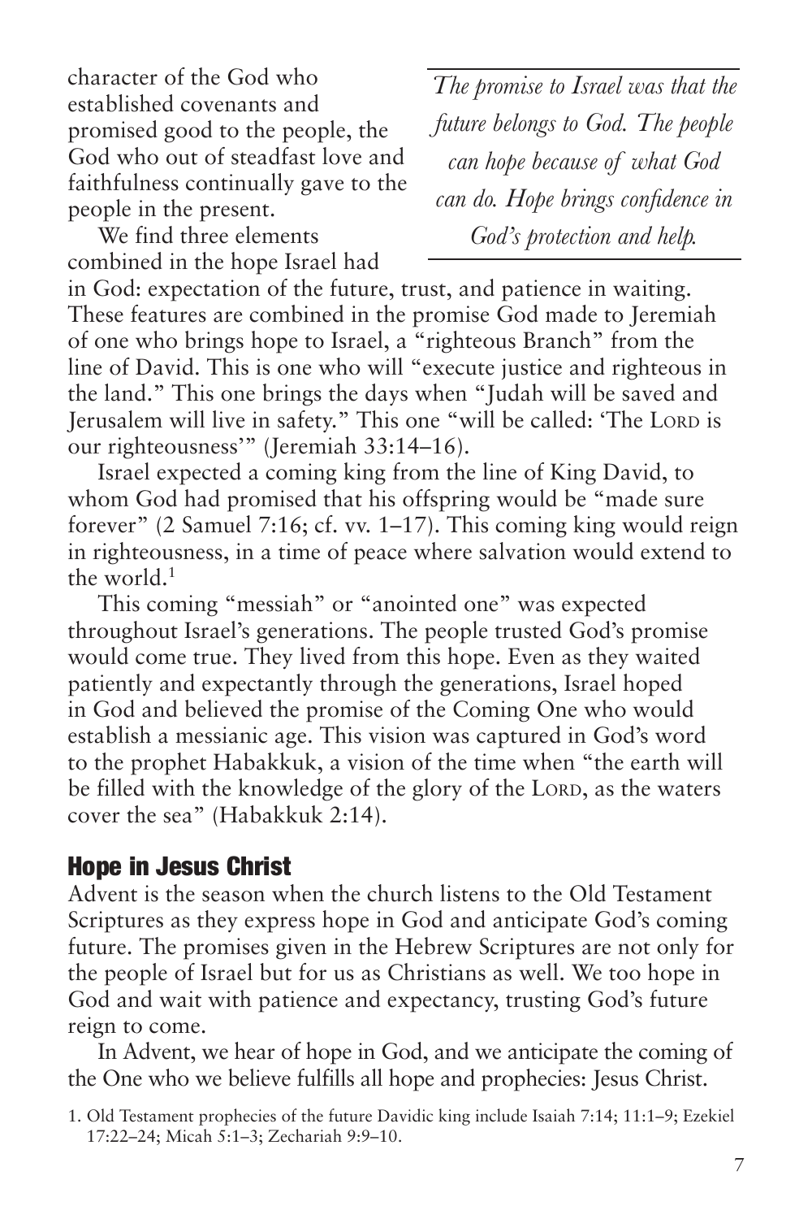character of the God who established covenants and promised good to the people, the God who out of steadfast love and faithfulness continually gave to the people in the present.

*The promise to Israel was that the future belongs to God. The people can hope because of what God can do. Hope brings confidence in God's protection and help.*

We find three elements combined in the hope Israel had in God: expectation of the future, trust, and patience in waiting. These features are combined in the promise God made to Jeremiah of one who brings hope to Israel, a "righteous Branch" from the line of David. This is one who will "execute justice and righteous in the land." This one brings the days when "Judah will be saved and Jerusalem will live in safety." This one "will be called: 'The LORD is our righteousness'" (Jeremiah 33:14–16).

Israel expected a coming king from the line of King David, to whom God had promised that his offspring would be "made sure forever" (2 Samuel 7:16; cf. vv. 1–17). This coming king would reign in righteousness, in a time of peace where salvation would extend to the world.[1]

This coming "messiah" or "anointed one" was expected throughout Israel's generations. The people trusted God's promise would come true. They lived from this hope. Even as they waited patiently and expectantly through the generations, Israel hoped in God and believed the promise of the Coming One who would establish a messianic age. This vision was captured in God's word to the prophet Habakkuk, a vision of the time when "the earth will be filled with the knowledge of the glory of the LORD, as the waters cover the sea" (Habakkuk 2:14).

## Hope in Jesus Christ

Advent is the season when the church listens to the Old Testament Scriptures as they express hope in God and anticipate God's coming future. The promises given in the Hebrew Scriptures are not only for the people of Israel but for us as Christians as well. We too hope in God and wait with patience and expectancy, trusting God's future reign to come.

In Advent, we hear of hope in God, and we anticipate the coming of the One who we believe fulfills all hope and prophecies: Jesus Christ.

1. Old Testament prophecies of the future Davidic king include Isaiah 7:14; 11:1–9; Ezekiel 17:22–24; Micah 5:1–3; Zechariah 9:9–10.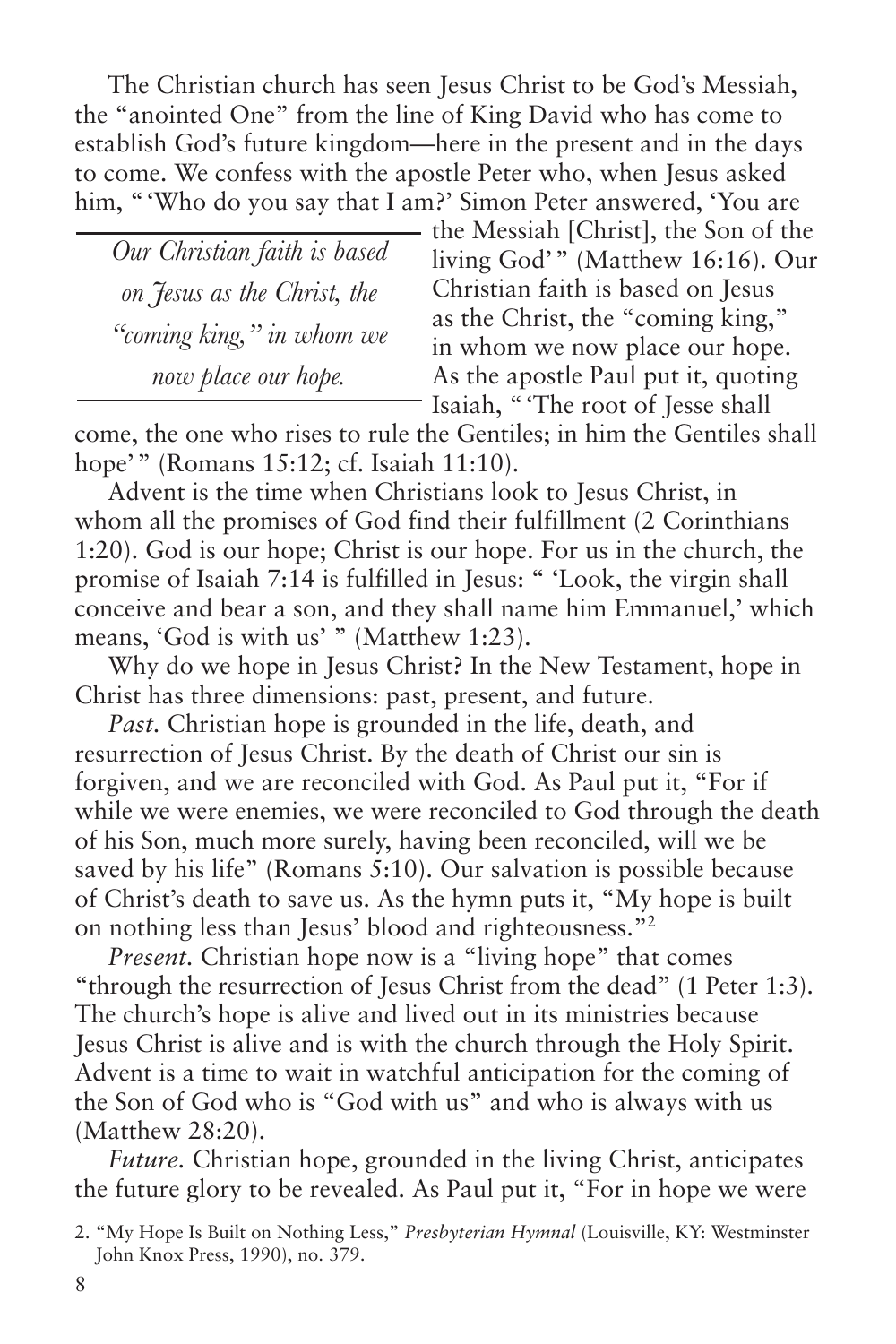The Christian church has seen Jesus Christ to be God's Messiah, the "anointed One" from the line of King David who has come to establish God's future kingdom—here in the present and in the days to come. We confess with the apostle Peter who, when Jesus asked him, " 'Who do you say that I am?' Simon Peter answered, 'You are the Messiah [Christ], the Son of the living God' " (Matthew 16:16). Our Christian faith is based on Jesus as the Christ, the "coming king," in whom we now place our hope. As the apostle Paul put it, quoting Isaiah, " 'The root of Jesse shall come, the one who rises to rule the Gentiles; in him the Gentiles shall hope' " (Romans 15:12; cf. Isaiah 11:10).

*Our Christian faith is based on Jesus as the Christ, the "coming king," in whom we now place our hope.*

Advent is the time when Christians look to Jesus Christ, in whom all the promises of God find their fulfillment (2 Corinthians 1:20). God is our hope; Christ is our hope. For us in the church, the promise of Isaiah 7:14 is fulfilled in Jesus: " 'Look, the virgin shall conceive and bear a son, and they shall name him Emmanuel,' which means, 'God is with us' " (Matthew 1:23).

Why do we hope in Jesus Christ? In the New Testament, hope in Christ has three dimensions: past, present, and future.

*Past.* Christian hope is grounded in the life, death, and resurrection of Jesus Christ. By the death of Christ our sin is forgiven, and we are reconciled with God. As Paul put it, "For if while we were enemies, we were reconciled to God through the death of his Son, much more surely, having been reconciled, will we be saved by his life" (Romans 5:10). Our salvation is possible because of Christ's death to save us. As the hymn puts it, "My hope is built on nothing less than Jesus' blood and righteousness."[2]

*Present.* Christian hope now is a "living hope" that comes "through the resurrection of Jesus Christ from the dead" (1 Peter 1:3). The church's hope is alive and lived out in its ministries because Jesus Christ is alive and is with the church through the Holy Spirit. Advent is a time to wait in watchful anticipation for the coming of the Son of God who is "God with us" and who is always with us (Matthew 28:20).

*Future.* Christian hope, grounded in the living Christ, anticipates the future glory to be revealed. As Paul put it, "For in hope we were

2. "My Hope Is Built on Nothing Less," *Presbyterian Hymnal* (Louisville, KY: Westminster John Knox Press, 1990), no. 379.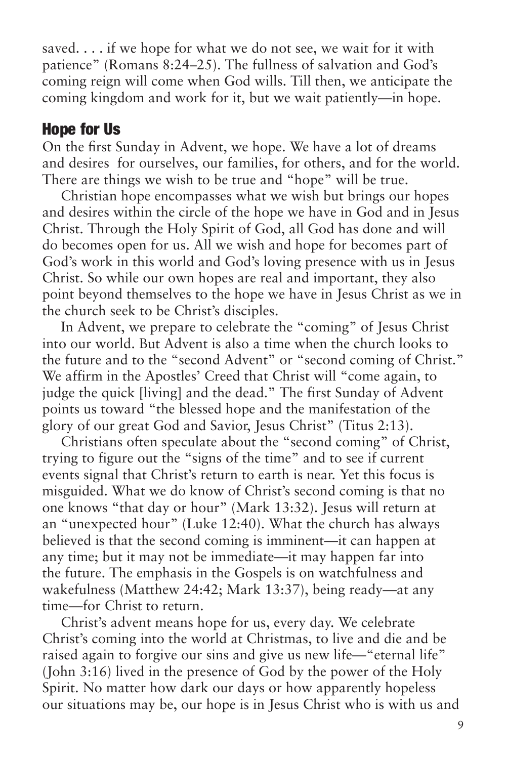saved. . . . if we hope for what we do not see, we wait for it with patience" (Romans 8:24–25). The fullness of salvation and God's coming reign will come when God wills. Till then, we anticipate the coming kingdom and work for it, but we wait patiently—in hope.

## Hope for Us

On the first Sunday in Advent, we hope. We have a lot of dreams and desires for ourselves, our families, for others, and for the world. There are things we wish to be true and "hope" will be true.

Christian hope encompasses what we wish but brings our hopes and desires within the circle of the hope we have in God and in Jesus Christ. Through the Holy Spirit of God, all God has done and will do becomes open for us. All we wish and hope for becomes part of God's work in this world and God's loving presence with us in Jesus Christ. So while our own hopes are real and important, they also point beyond themselves to the hope we have in Jesus Christ as we in the church seek to be Christ's disciples.

In Advent, we prepare to celebrate the "coming" of Jesus Christ into our world. But Advent is also a time when the church looks to the future and to the "second Advent" or "second coming of Christ." We affirm in the Apostles' Creed that Christ will "come again, to judge the quick [living] and the dead." The first Sunday of Advent points us toward "the blessed hope and the manifestation of the glory of our great God and Savior, Jesus Christ" (Titus 2:13).

Christians often speculate about the "second coming" of Christ, trying to figure out the "signs of the time" and to see if current events signal that Christ's return to earth is near. Yet this focus is misguided. What we do know of Christ's second coming is that no one knows "that day or hour" (Mark 13:32). Jesus will return at an "unexpected hour" (Luke 12:40). What the church has always believed is that the second coming is imminent—it can happen at any time; but it may not be immediate—it may happen far into the future. The emphasis in the Gospels is on watchfulness and wakefulness (Matthew 24:42; Mark 13:37), being ready—at any time—for Christ to return.

Christ's advent means hope for us, every day. We celebrate Christ's coming into the world at Christmas, to live and die and be raised again to forgive our sins and give us new life—"eternal life" (John 3:16) lived in the presence of God by the power of the Holy Spirit. No matter how dark our days or how apparently hopeless our situations may be, our hope is in Jesus Christ who is with us and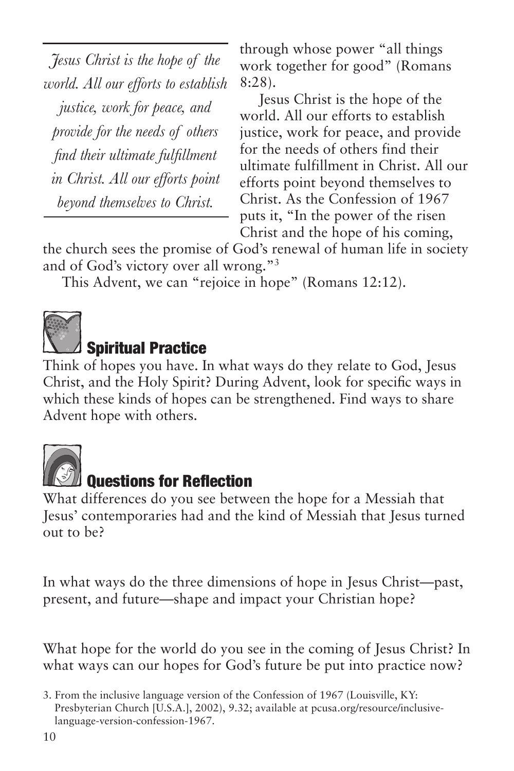*Jesus Christ is the hope of the world. All our efforts to establish justice, work for peace, and provide for the needs of others find their ultimate fulfillment in Christ. All our efforts point beyond themselves to Christ.*

through whose power "all things work together for good" (Romans 8:28).

Jesus Christ is the hope of the world. All our efforts to establish justice, work for peace, and provide for the needs of others find their ultimate fulfillment in Christ. All our efforts point beyond themselves to Christ. As the Confession of 1967 puts it, "In the power of the risen Christ and the hope of his coming, the church sees the promise of God's renewal of human life in society and of God's victory over all wrong."[3]

This Advent, we can "rejoice in hope" (Romans 12:12).

## Spiritual Practice

Think of hopes you have. In what ways do they relate to God, Jesus Christ, and the Holy Spirit? During Advent, look for specific ways in which these kinds of hopes can be strengthened. Find ways to share Advent hope with others.

## Questions for Reflection

What differences do you see between the hope for a Messiah that Jesus' contemporaries had and the kind of Messiah that Jesus turned out to be?

In what ways do the three dimensions of hope in Jesus Christ—past, present, and future—shape and impact your Christian hope?

What hope for the world do you see in the coming of Jesus Christ? In what ways can our hopes for God's future be put into practice now?

3. From the inclusive language version of the Confession of 1967 (Louisville, KY: Presbyterian Church [U.S.A.], 2002), 9.32; available at pcusa.org/resource/inclusive-language-version-confession-1967.